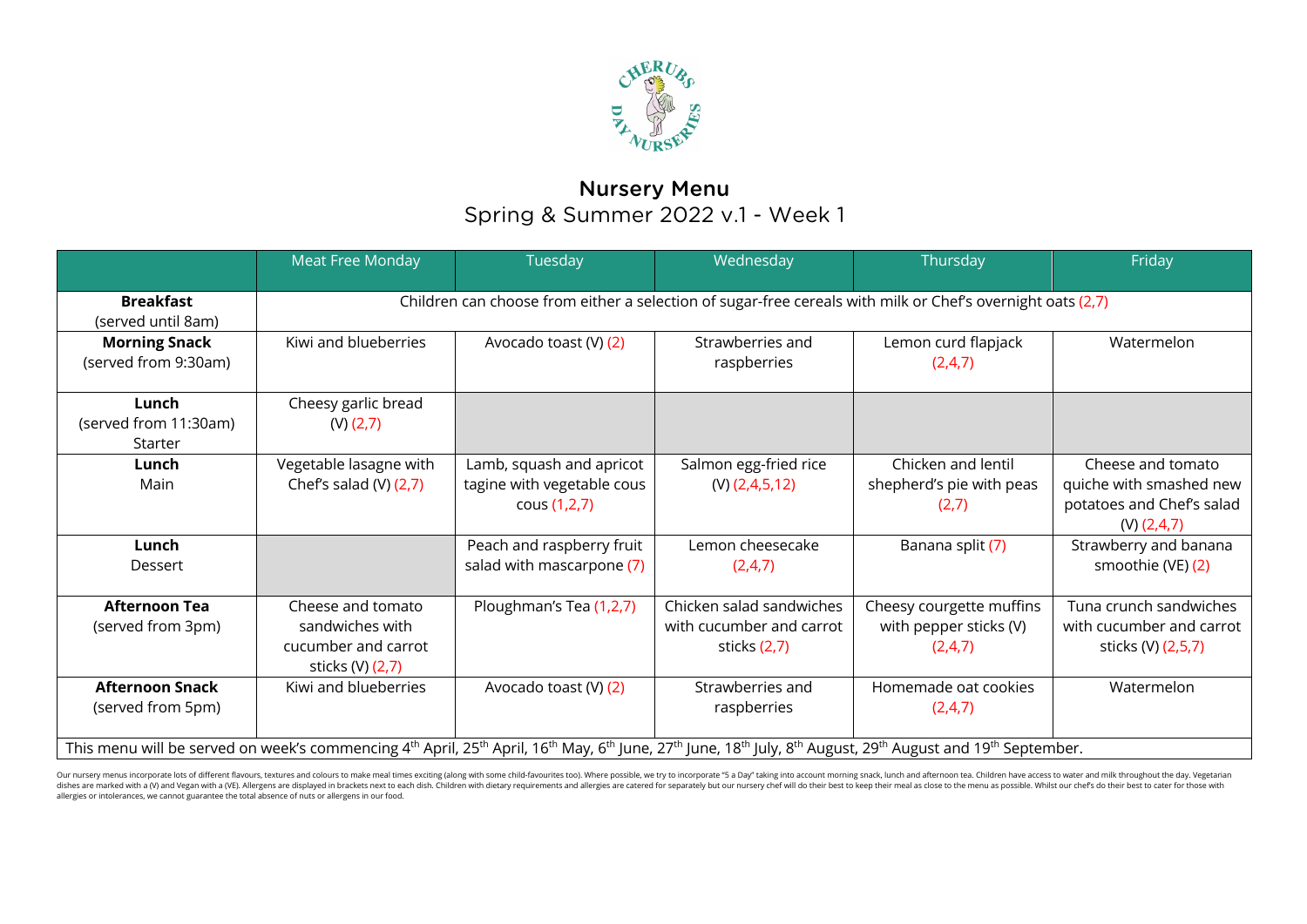# Nursery Menu

## Spring & Summer 2022 v.1 - Week 1

| | Meat Free Monday | Tuesday | Wednesday | Thursday | Friday |
|---|---|---|---|---|---|
| **Breakfast** (served until 8am) | Children can choose from either a selection of sugar-free cereals with milk or Chef's overnight oats (2,7) | | | | |
| **Morning Snack** (served from 9:30am) | Kiwi and blueberries | Avocado toast (V) (2) | Strawberries and raspberries | Lemon curd flapjack (2,4,7) | Watermelon |
| **Lunch** (served from 11:30am) Starter | Cheesy garlic bread (V) (2,7) | | | | |
| **Lunch** Main | Vegetable lasagne with Chef's salad (V) (2,7) | Lamb, squash and apricot tagine with vegetable cous cous (1,2,7) | Salmon egg-fried rice (V) (2,4,5,12) | Chicken and lentil shepherd's pie with peas (2,7) | Cheese and tomato quiche with smashed new potatoes and Chef's salad (V) (2,4,7) |
| **Lunch** Dessert | | Peach and raspberry fruit salad with mascarpone (7) | Lemon cheesecake (2,4,7) | Banana split (7) | Strawberry and banana smoothie (VE) (2) |
| **Afternoon Tea** (served from 3pm) | Cheese and tomato sandwiches with cucumber and carrot sticks (V) (2,7) | Ploughman's Tea (1,2,7) | Chicken salad sandwiches with cucumber and carrot sticks (2,7) | Cheesy courgette muffins with pepper sticks (V) (2,4,7) | Tuna crunch sandwiches with cucumber and carrot sticks (V) (2,5,7) |
| **Afternoon Snack** (served from 5pm) | Kiwi and blueberries | Avocado toast (V) (2) | Strawberries and raspberries | Homemade oat cookies (2,4,7) | Watermelon |
| This menu will be served on week's commencing 4th April, 25th April, 16th May, 6th June, 27th June, 18th July, 8th August, 29th August and 19th September. | | | | | |

Our nursery menus incorporate lots of different flavours, textures and colours to make meal times exciting (along with some child-favourites too). Where possible, we try to incorporate "5 a Day" taking into account morning snack, lunch and afternoon tea. Children have access to water and milk throughout the day. Vegetarian dishes are marked with a (V) and Vegan with a (VE). Allergens are displayed in brackets next to each dish. Children with dietary requirements and allergies are catered for separately but our nursery chef will do their best to keep their meal as close to the menu as possible. Whilst our chef's do their best to cater for those with allergies or intolerances, we cannot guarantee the total absence of nuts or allergens in our food.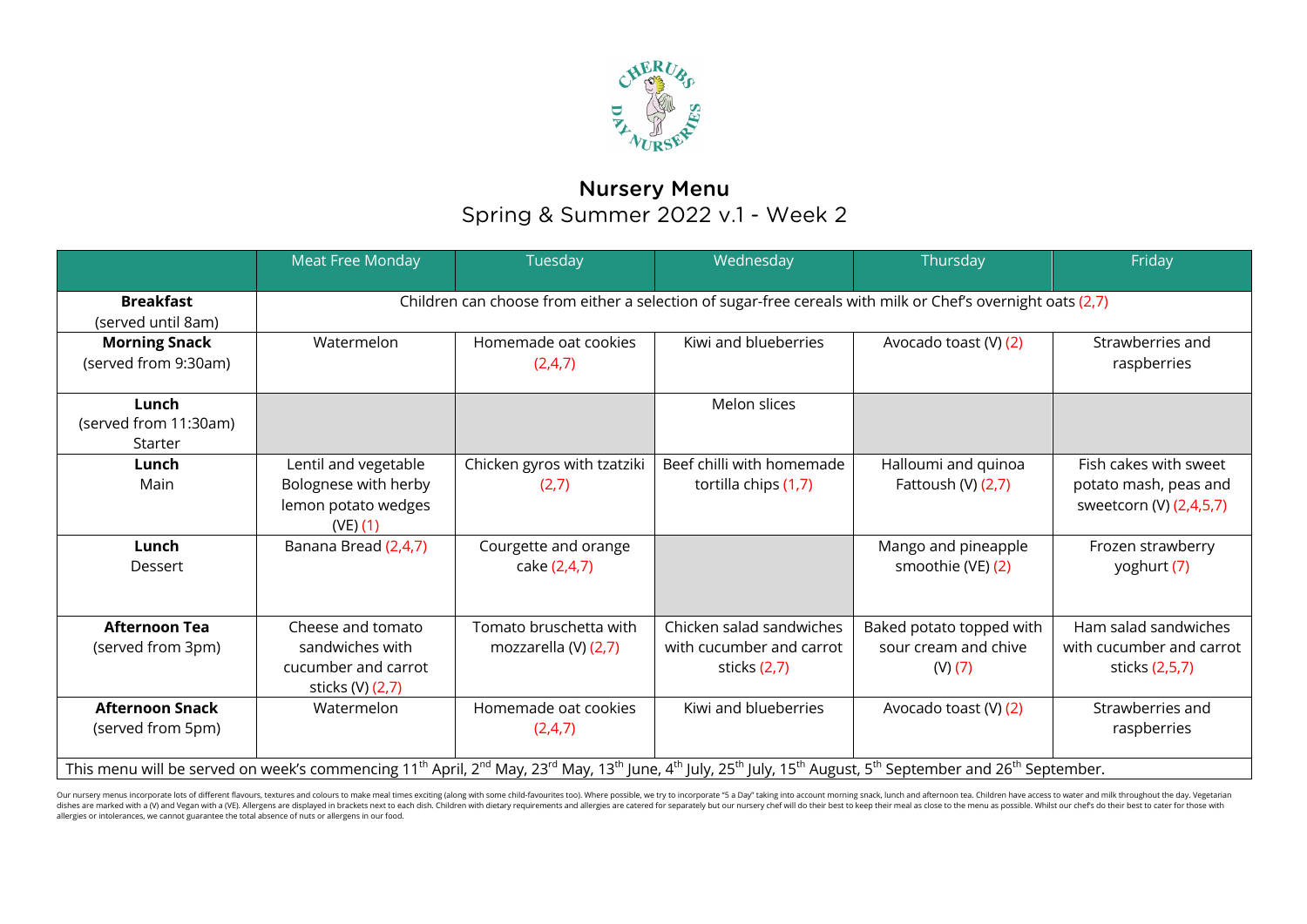## Nursery Menu

Spring & Summer 2022 v.1 - Week 2

| | Meat Free Monday | Tuesday | Wednesday | Thursday | Friday |
|---|---|---|---|---|---|
| **Breakfast** (served until 8am) | Children can choose from either a selection of sugar-free cereals with milk or Chef's overnight oats (2,7) | | | | |
| **Morning Snack** (served from 9:30am) | Watermelon | Homemade oat cookies (2,4,7) | Kiwi and blueberries | Avocado toast (V) (2) | Strawberries and raspberries |
| **Lunch** (served from 11:30am) Starter | | | Melon slices | | |
| **Lunch** Main | Lentil and vegetable Bolognese with herby lemon potato wedges (VE) (1) | Chicken gyros with tzatziki (2,7) | Beef chilli with homemade tortilla chips (1,7) | Halloumi and quinoa Fattoush (V) (2,7) | Fish cakes with sweet potato mash, peas and sweetcorn (V) (2,4,5,7) |
| **Lunch** Dessert | Banana Bread (2,4,7) | Courgette and orange cake (2,4,7) | | Mango and pineapple smoothie (VE) (2) | Frozen strawberry yoghurt (7) |
| **Afternoon Tea** (served from 3pm) | Cheese and tomato sandwiches with cucumber and carrot sticks (V) (2,7) | Tomato bruschetta with mozzarella (V) (2,7) | Chicken salad sandwiches with cucumber and carrot sticks (2,7) | Baked potato topped with sour cream and chive (V) (7) | Ham salad sandwiches with cucumber and carrot sticks (2,5,7) |
| **Afternoon Snack** (served from 5pm) | Watermelon | Homemade oat cookies (2,4,7) | Kiwi and blueberries | Avocado toast (V) (2) | Strawberries and raspberries |

This menu will be served on week's commencing 11th April, 2nd May, 23rd May, 13th June, 4th July, 25th July, 15th August, 5th September and 26th September.

Our nursery menus incorporate lots of different flavours, textures and colours to make meal times exciting (along with some child-favourites too). Where possible, we try to incorporate "5 a Day" taking into account morning snack, lunch and afternoon tea. Children have access to water and milk throughout the day. Vegetarian dishes are marked with a (V) and Vegan with a (VE). Allergens are displayed in brackets next to each dish. Children with dietary requirements and allergies are catered for separately but our nursery chef will do their best to keep their meal as close to the menu as possible. Whilst our chef's do their best to cater for those with allergies or intolerances, we cannot guarantee the total absence of nuts or allergens in our food.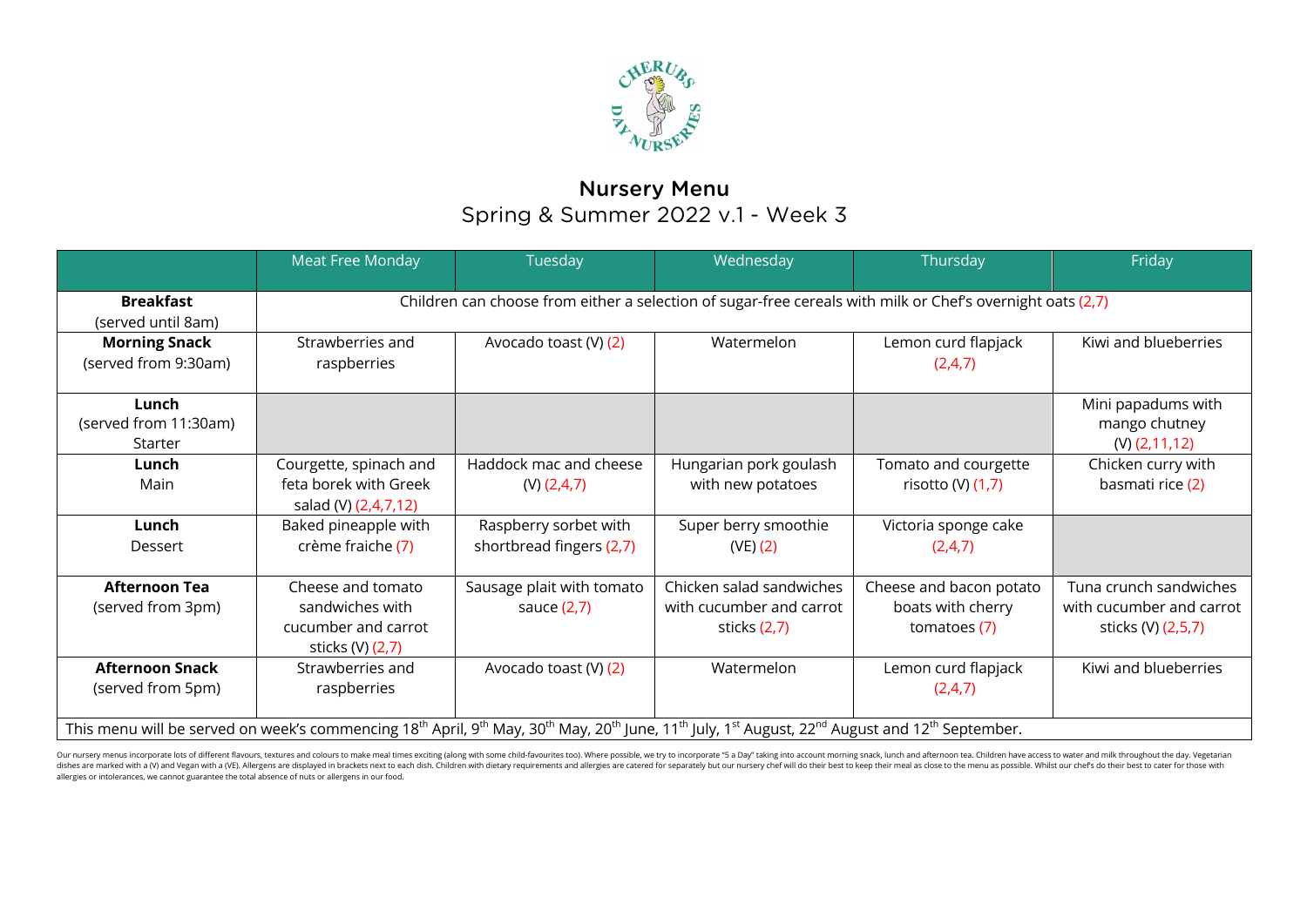# Nursery Menu

## Spring & Summer 2022 v.1 - Week 3

| | Meat Free Monday | Tuesday | Wednesday | Thursday | Friday |
|---|---|---|---|---|---|
| **Breakfast** (served until 8am) | Children can choose from either a selection of sugar-free cereals with milk or Chef's overnight oats (2,7) | | | | |
| **Morning Snack** (served from 9:30am) | Strawberries and raspberries | Avocado toast (V) (2) | Watermelon | Lemon curd flapjack (2,4,7) | Kiwi and blueberries |
| **Lunch** (served from 11:30am) Starter | | | | | Mini papadums with mango chutney (V) (2,11,12) |
| **Lunch** Main | Courgette, spinach and feta borek with Greek salad (V) (2,4,7,12) | Haddock mac and cheese (V) (2,4,7) | Hungarian pork goulash with new potatoes | Tomato and courgette risotto (V) (1,7) | Chicken curry with basmati rice (2) |
| **Lunch** Dessert | Baked pineapple with crème fraiche (7) | Raspberry sorbet with shortbread fingers (2,7) | Super berry smoothie (VE) (2) | Victoria sponge cake (2,4,7) | |
| **Afternoon Tea** (served from 3pm) | Cheese and tomato sandwiches with cucumber and carrot sticks (V) (2,7) | Sausage plait with tomato sauce (2,7) | Chicken salad sandwiches with cucumber and carrot sticks (2,7) | Cheese and bacon potato boats with cherry tomatoes (7) | Tuna crunch sandwiches with cucumber and carrot sticks (V) (2,5,7) |
| **Afternoon Snack** (served from 5pm) | Strawberries and raspberries | Avocado toast (V) (2) | Watermelon | Lemon curd flapjack (2,4,7) | Kiwi and blueberries |

This menu will be served on week's commencing 18th April, 9th May, 30th May, 20th June, 11th July, 1st August, 22nd August and 12th September.

Our nursery menus incorporate lots of different flavours, textures and colours to make meal times exciting (along with some child-favourites too). Where possible, we try to incorporate "5 a Day" taking into account morning snack, lunch and afternoon tea. Children have access to water and milk throughout the day. Vegetarian dishes are marked with a (V) and Vegan with a (VE). Allergens are displayed in brackets next to each dish. Children with dietary requirements and allergies are catered for separately but our nursery chef will do their best to keep their meal as close to the menu as possible. Whilst our chef's do their best to cater for those with allergies or intolerances, we cannot guarantee the total absence of nuts or allergens in our food.